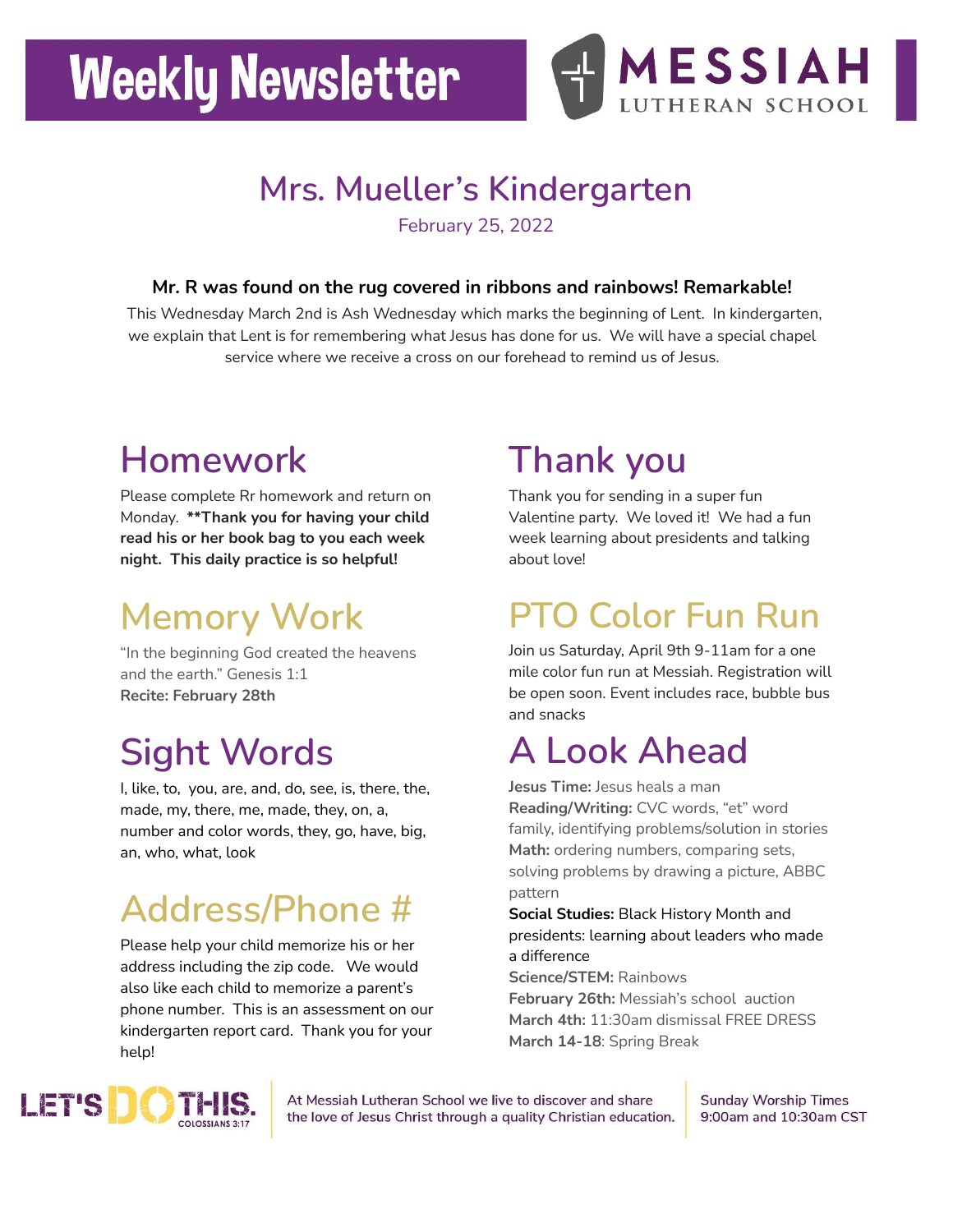# Weekly Newsletter

MESSIAH LUTHERAN SCHOOL

## Mrs. Mueller's Kindergarten

February 25, 2022

**Mr. R was found on the rug covered in ribbons and rainbows! Remarkable!**

This Wednesday March 2nd is Ash Wednesday which marks the beginning of Lent. In kindergarten, we explain that Lent is for remembering what Jesus has done for us. We will have a special chapel service where we receive a cross on our forehead to remind us of Jesus.

## Homework

Please complete Rr homework and return on Monday. **\*\*Thank you for having your child read his or her book bag to you each week night. This daily practice is so helpful!**

## Memory Work

"In the beginning God created the heavens and the earth." Genesis 1:1

**Recite: February 28th**

## Sight Words

I, like, to, you, are, and, do, see, is, there, the, made, my, there, me, made, they, on, a, number and color words, they, go, have, big, an, who, what, look

## Address/Phone #

Please help your child memorize his or her address including the zip code. We would also like each child to memorize a parent's phone number. This is an assessment on our kindergarten report card. Thank you for your help!

## Thank you

Thank you for sending in a super fun Valentine party. We loved it! We had a fun week learning about presidents and talking about love!

## PTO Color Fun Run

Join us Saturday, April 9th 9-11am for a one mile color fun run at Messiah. Registration will be open soon. Event includes race, bubble bus and snacks

## A Look Ahead

**Jesus Time:** Jesus heals a man
**Reading/Writing:** CVC words, "et" word family, identifying problems/solution in stories
**Math:** ordering numbers, comparing sets, solving problems by drawing a picture, ABBC pattern
**Social Studies:** Black History Month and presidents: learning about leaders who made a difference
**Science/STEM:** Rainbows
**February 26th:** Messiah's school auction
**March 4th:** 11:30am dismissal FREE DRESS
**March 14-18**: Spring Break

LET'S DO THIS. COLOSSIANS 3:17

At Messiah Lutheran School we live to discover and share the love of Jesus Christ through a quality Christian education.

Sunday Worship Times 9:00am and 10:30am CST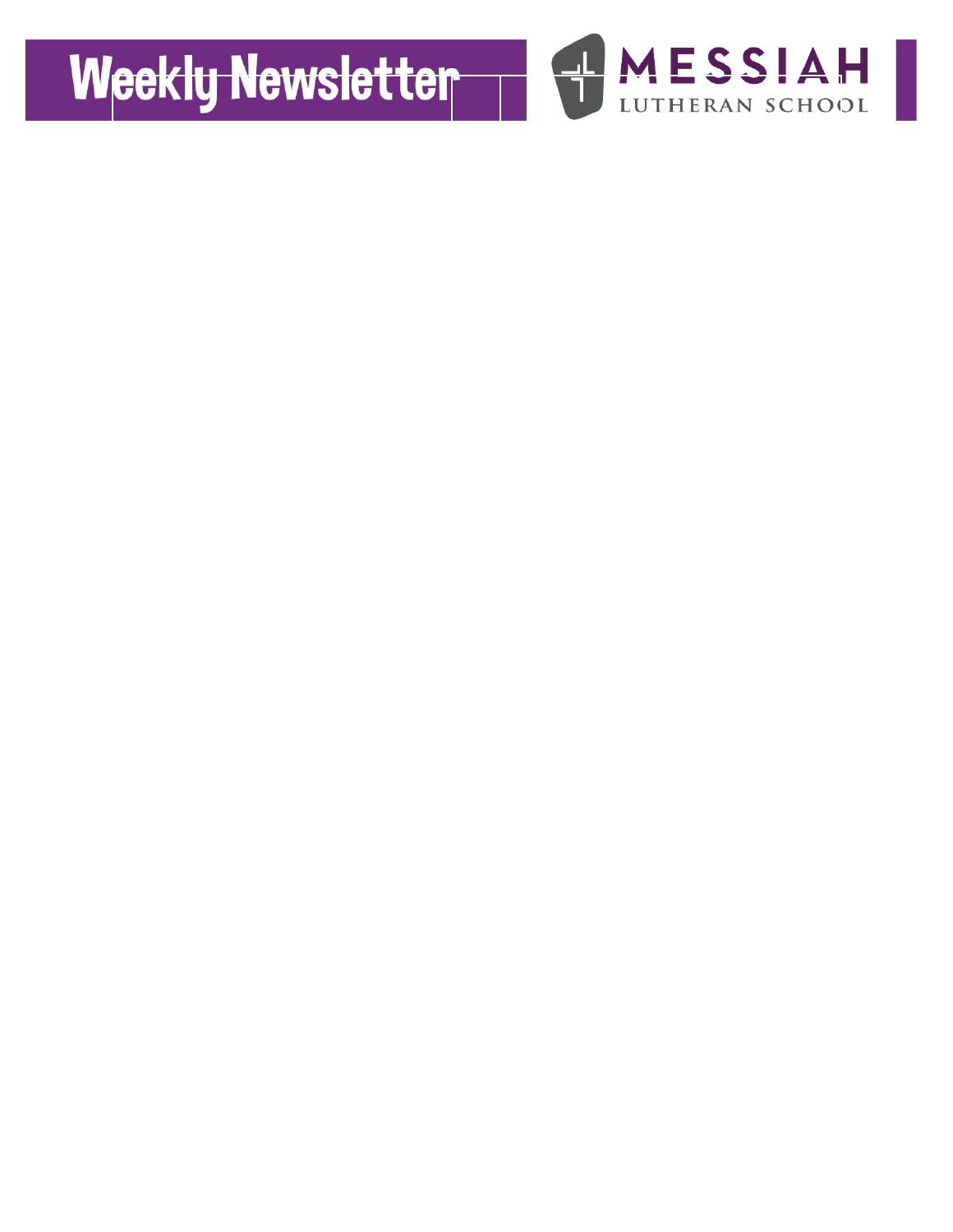# Weekly Newsletter

MESSIAH
LUTHERAN SCHOOL